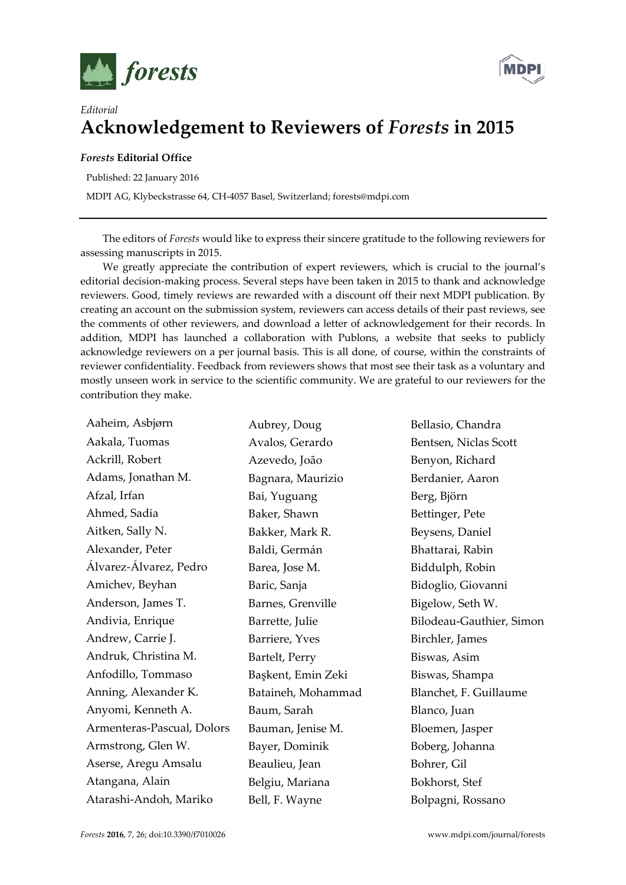*Editorial*

# Acknowledgement to Reviewers of *Forests* in 2015

***Forests* Editorial Office**

Published: 22 January 2016

MDPI AG, Klybeckstrasse 64, CH-4057 Basel, Switzerland; forests@mdpi.com

---

The editors of *Forests* would like to express their sincere gratitude to the following reviewers for assessing manuscripts in 2015.

We greatly appreciate the contribution of expert reviewers, which is crucial to the journal's editorial decision-making process. Several steps have been taken in 2015 to thank and acknowledge reviewers. Good, timely reviews are rewarded with a discount off their next MDPI publication. By creating an account on the submission system, reviewers can access details of their past reviews, see the comments of other reviewers, and download a letter of acknowledgement for their records. In addition, MDPI has launched a collaboration with Publons, a website that seeks to publicly acknowledge reviewers on a per journal basis. This is all done, of course, within the constraints of reviewer confidentiality. Feedback from reviewers shows that most see their task as a voluntary and mostly unseen work in service to the scientific community. We are grateful to our reviewers for the contribution they make.

Aaheim, Asbjørn
Aakala, Tuomas
Ackrill, Robert
Adams, Jonathan M.
Afzal, Irfan
Ahmed, Sadia
Aitken, Sally N.
Alexander, Peter
Álvarez-Álvarez, Pedro
Amichev, Beyhan
Anderson, James T.
Andivia, Enrique
Andrew, Carrie J.
Andruk, Christina M.
Anfodillo, Tommaso
Anning, Alexander K.
Anyomi, Kenneth A.
Armenteras-Pascual, Dolors
Armstrong, Glen W.
Aserse, Aregu Amsalu
Atangana, Alain
Atarashi-Andoh, Mariko
Aubrey, Doug
Avalos, Gerardo
Azevedo, João
Bagnara, Maurizio
Bai, Yuguang
Baker, Shawn
Bakker, Mark R.
Baldi, Germán
Barea, Jose M.
Baric, Sanja
Barnes, Grenville
Barrette, Julie
Barriere, Yves
Bartelt, Perry
Başkent, Emin Zeki
Bataineh, Mohammad
Baum, Sarah
Bauman, Jenise M.
Bayer, Dominik
Beaulieu, Jean
Belgiu, Mariana
Bell, F. Wayne
Bellasio, Chandra
Bentsen, Niclas Scott
Benyon, Richard
Berdanier, Aaron
Berg, Björn
Bettinger, Pete
Beysens, Daniel
Bhattarai, Rabin
Biddulph, Robin
Bidoglio, Giovanni
Bigelow, Seth W.
Bilodeau-Gauthier, Simon
Birchler, James
Biswas, Asim
Biswas, Shampa
Blanchet, F. Guillaume
Blanco, Juan
Bloemen, Jasper
Boberg, Johanna
Bohrer, Gil
Bokhorst, Stef
Bolpagni, Rossano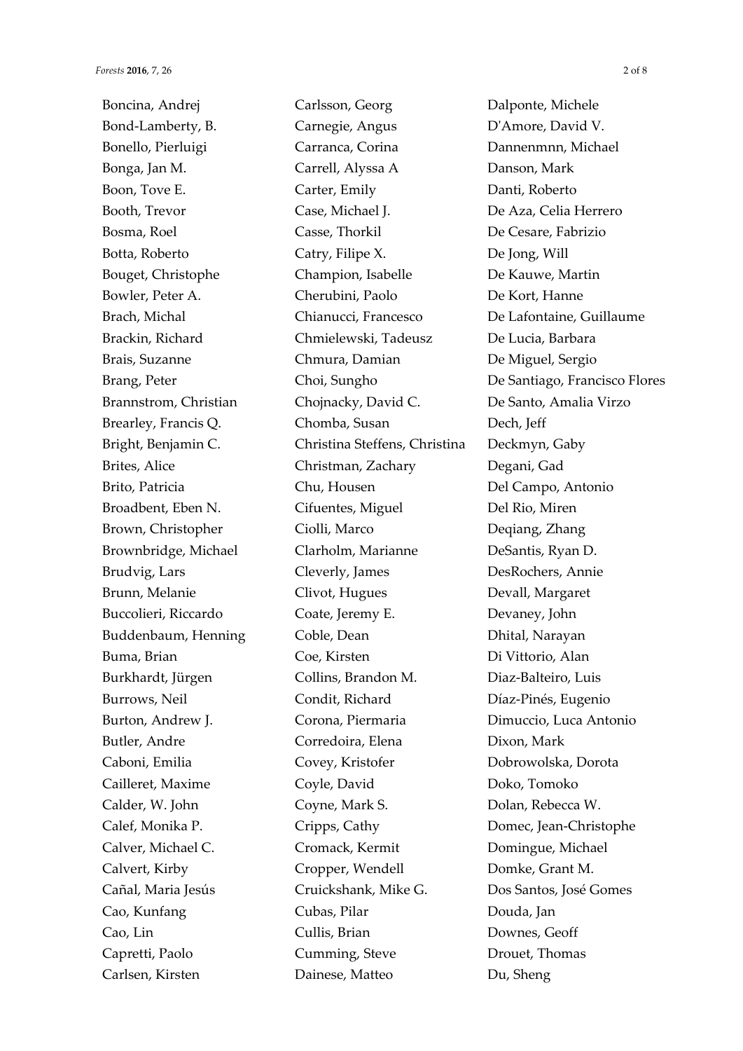Boncina, Andrej
Bond-Lamberty, B.
Bonello, Pierluigi
Bonga, Jan M.
Boon, Tove E.
Booth, Trevor
Bosma, Roel
Botta, Roberto
Bouget, Christophe
Bowler, Peter A.
Brach, Michal
Brackin, Richard
Brais, Suzanne
Brang, Peter
Brannstrom, Christian
Brearley, Francis Q.
Bright, Benjamin C.
Brites, Alice
Brito, Patricia
Broadbent, Eben N.
Brown, Christopher
Brownbridge, Michael
Brudvig, Lars
Brunn, Melanie
Buccolieri, Riccardo
Buddenbaum, Henning
Buma, Brian
Burkhardt, Jürgen
Burrows, Neil
Burton, Andrew J.
Butler, Andre
Caboni, Emilia
Cailleret, Maxime
Calder, W. John
Calef, Monika P.
Calver, Michael C.
Calvert, Kirby
Cañal, Maria Jesús
Cao, Kunfang
Cao, Lin
Capretti, Paolo
Carlsen, Kirsten
Carlsson, Georg
Carnegie, Angus
Carranca, Corina
Carrell, Alyssa A
Carter, Emily
Case, Michael J.
Casse, Thorkil
Catry, Filipe X.
Champion, Isabelle
Cherubini, Paolo
Chianucci, Francesco
Chmielewski, Tadeusz
Chmura, Damian
Choi, Sungho
Chojnacky, David C.
Chomba, Susan
Christina Steffens, Christina
Christman, Zachary
Chu, Housen
Cifuentes, Miguel
Ciolli, Marco
Clarholm, Marianne
Cleverly, James
Clivot, Hugues
Coate, Jeremy E.
Coble, Dean
Coe, Kirsten
Collins, Brandon M.
Condit, Richard
Corona, Piermaria
Corredoira, Elena
Covey, Kristofer
Coyle, David
Coyne, Mark S.
Cripps, Cathy
Cromack, Kermit
Cropper, Wendell
Cruickshank, Mike G.
Cubas, Pilar
Cullis, Brian
Cumming, Steve
Dainese, Matteo
Dalponte, Michele
D'Amore, David V.
Dannenmnn, Michael
Danson, Mark
Danti, Roberto
De Aza, Celia Herrero
De Cesare, Fabrizio
De Jong, Will
De Kauwe, Martin
De Kort, Hanne
De Lafontaine, Guillaume
De Lucia, Barbara
De Miguel, Sergio
De Santiago, Francisco Flores
De Santo, Amalia Virzo
Dech, Jeff
Deckmyn, Gaby
Degani, Gad
Del Campo, Antonio
Del Rio, Miren
Deqiang, Zhang
DeSantis, Ryan D.
DesRochers, Annie
Devall, Margaret
Devaney, John
Dhital, Narayan
Di Vittorio, Alan
Diaz-Balteiro, Luis
Díaz-Pinés, Eugenio
Dimuccio, Luca Antonio
Dixon, Mark
Dobrowolska, Dorota
Doko, Tomoko
Dolan, Rebecca W.
Domec, Jean-Christophe
Domingue, Michael
Domke, Grant M.
Dos Santos, José Gomes
Douda, Jan
Downes, Geoff
Drouet, Thomas
Du, Sheng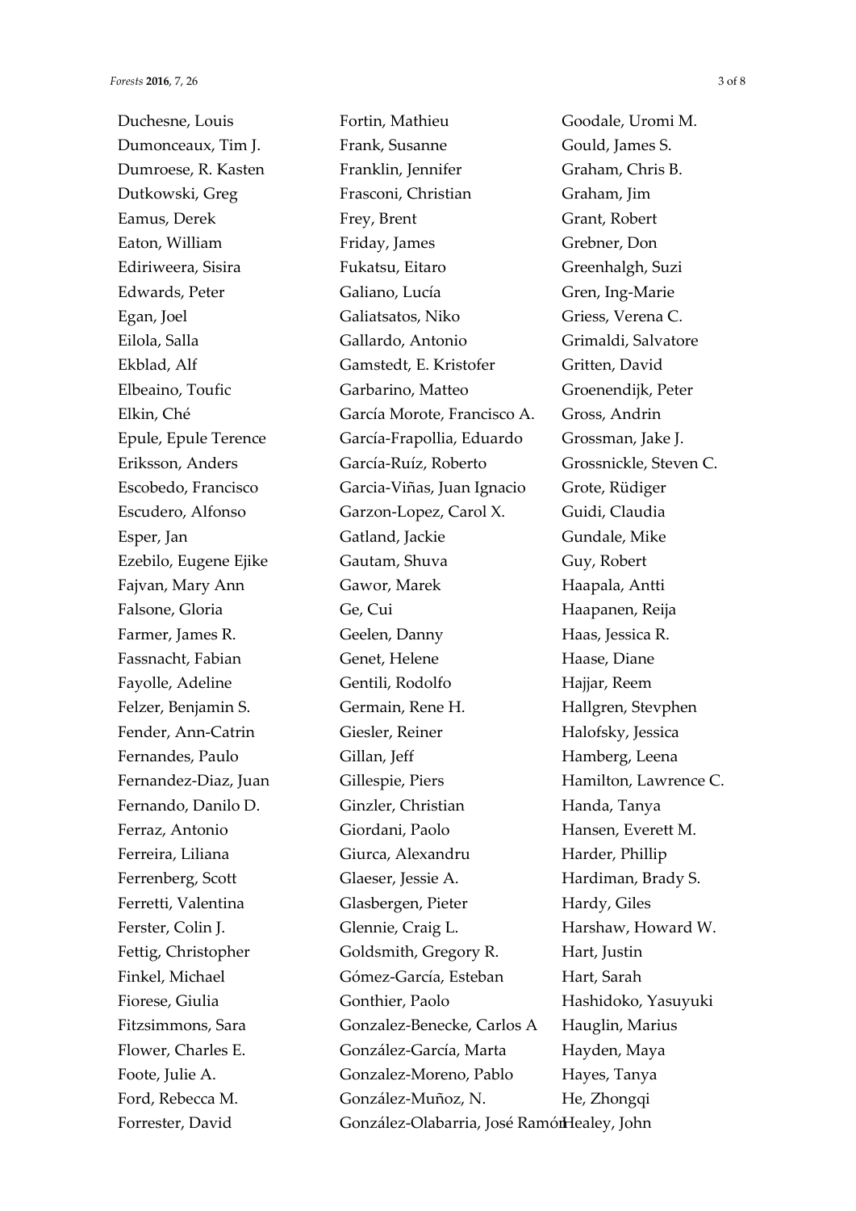Duchesne, Louis
Dumonceaux, Tim J.
Dumroese, R. Kasten
Dutkowski, Greg
Eamus, Derek
Eaton, William
Ediriweera, Sisira
Edwards, Peter
Egan, Joel
Eilola, Salla
Ekblad, Alf
Elbeaino, Toufic
Elkin, Ché
Epule, Epule Terence
Eriksson, Anders
Escobedo, Francisco
Escudero, Alfonso
Esper, Jan
Ezebilo, Eugene Ejike
Fajvan, Mary Ann
Falsone, Gloria
Farmer, James R.
Fassnacht, Fabian
Fayolle, Adeline
Felzer, Benjamin S.
Fender, Ann-Catrin
Fernandes, Paulo
Fernandez-Diaz, Juan
Fernando, Danilo D.
Ferraz, Antonio
Ferreira, Liliana
Ferrenberg, Scott
Ferretti, Valentina
Ferster, Colin J.
Fettig, Christopher
Finkel, Michael
Fiorese, Giulia
Fitzsimmons, Sara
Flower, Charles E.
Foote, Julie A.
Ford, Rebecca M.
Forrester, David
Fortin, Mathieu
Frank, Susanne
Franklin, Jennifer
Frasconi, Christian
Frey, Brent
Friday, James
Fukatsu, Eitaro
Galiano, Lucía
Galiatsatos, Niko
Gallardo, Antonio
Gamstedt, E. Kristofer
Garbarino, Matteo
García Morote, Francisco A.
García-Frapollia, Eduardo
García-Ruíz, Roberto
Garcia-Viñas, Juan Ignacio
Garzon-Lopez, Carol X.
Gatland, Jackie
Gautam, Shuva
Gawor, Marek
Ge, Cui
Geelen, Danny
Genet, Helene
Gentili, Rodolfo
Germain, Rene H.
Giesler, Reiner
Gillan, Jeff
Gillespie, Piers
Ginzler, Christian
Giordani, Paolo
Giurca, Alexandru
Glaeser, Jessie A.
Glasbergen, Pieter
Glennie, Craig L.
Goldsmith, Gregory R.
Gómez-García, Esteban
Gonthier, Paolo
Gonzalez-Benecke, Carlos A
González-García, Marta
Gonzalez-Moreno, Pablo
González-Muñoz, N.
González-Olabarria, José Ramón
Goodale, Uromi M.
Gould, James S.
Graham, Chris B.
Graham, Jim
Grant, Robert
Grebner, Don
Greenhalgh, Suzi
Gren, Ing-Marie
Griess, Verena C.
Grimaldi, Salvatore
Gritten, David
Groenendijk, Peter
Gross, Andrin
Grossman, Jake J.
Grossnickle, Steven C.
Grote, Rüdiger
Guidi, Claudia
Gundale, Mike
Guy, Robert
Haapala, Antti
Haapanen, Reija
Haas, Jessica R.
Haase, Diane
Hajjar, Reem
Hallgren, Stevphen
Halofsky, Jessica
Hamberg, Leena
Hamilton, Lawrence C.
Handa, Tanya
Hansen, Everett M.
Harder, Phillip
Hardiman, Brady S.
Hardy, Giles
Harshaw, Howard W.
Hart, Justin
Hart, Sarah
Hashidoko, Yasuyuki
Hauglin, Marius
Hayden, Maya
Hayes, Tanya
He, Zhongqi
Healey, John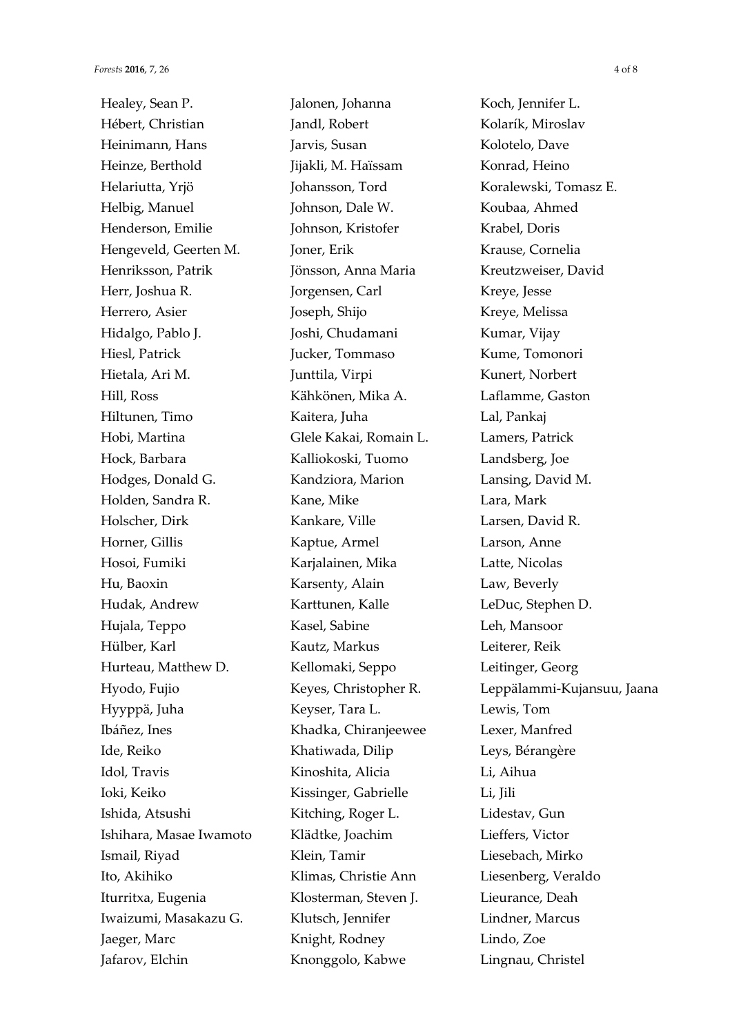Healey, Sean P.
Hébert, Christian
Heinimann, Hans
Heinze, Berthold
Helariutta, Yrjö
Helbig, Manuel
Henderson, Emilie
Hengeveld, Geerten M.
Henriksson, Patrik
Herr, Joshua R.
Herrero, Asier
Hidalgo, Pablo J.
Hiesl, Patrick
Hietala, Ari M.
Hill, Ross
Hiltunen, Timo
Hobi, Martina
Hock, Barbara
Hodges, Donald G.
Holden, Sandra R.
Holscher, Dirk
Horner, Gillis
Hosoi, Fumiki
Hu, Baoxin
Hudak, Andrew
Hujala, Teppo
Hülber, Karl
Hurteau, Matthew D.
Hyodo, Fujio
Hyyppä, Juha
Ibáñez, Ines
Ide, Reiko
Idol, Travis
Ioki, Keiko
Ishida, Atsushi
Ishihara, Masae Iwamoto
Ismail, Riyad
Ito, Akihiko
Iturritxa, Eugenia
Iwaizumi, Masakazu G.
Jaeger, Marc
Jafarov, Elchin
Jalonen, Johanna
Jandl, Robert
Jarvis, Susan
Jijakli, M. Haïssam
Johansson, Tord
Johnson, Dale W.
Johnson, Kristofer
Joner, Erik
Jönsson, Anna Maria
Jorgensen, Carl
Joseph, Shijo
Joshi, Chudamani
Jucker, Tommaso
Junttila, Virpi
Kähkönen, Mika A.
Kaitera, Juha
Glele Kakai, Romain L.
Kalliokoski, Tuomo
Kandziora, Marion
Kane, Mike
Kankare, Ville
Kaptue, Armel
Karjalainen, Mika
Karsenty, Alain
Karttunen, Kalle
Kasel, Sabine
Kautz, Markus
Kellomaki, Seppo
Keyes, Christopher R.
Keyser, Tara L.
Khadka, Chiranjeewee
Khatiwada, Dilip
Kinoshita, Alicia
Kissinger, Gabrielle
Kitching, Roger L.
Klädtke, Joachim
Klein, Tamir
Klimas, Christie Ann
Klosterman, Steven J.
Klutsch, Jennifer
Knight, Rodney
Knonggolo, Kabwe
Koch, Jennifer L.
Kolarík, Miroslav
Kolotelo, Dave
Konrad, Heino
Koralewski, Tomasz E.
Koubaa, Ahmed
Krabel, Doris
Krause, Cornelia
Kreutzweiser, David
Kreye, Jesse
Kreye, Melissa
Kumar, Vijay
Kume, Tomonori
Kunert, Norbert
Laflamme, Gaston
Lal, Pankaj
Lamers, Patrick
Landsberg, Joe
Lansing, David M.
Lara, Mark
Larsen, David R.
Larson, Anne
Latte, Nicolas
Law, Beverly
LeDuc, Stephen D.
Leh, Mansoor
Leiterer, Reik
Leitinger, Georg
Leppälammi-Kujansuu, Jaana
Lewis, Tom
Lexer, Manfred
Leys, Bérangère
Li, Aihua
Li, Jili
Lidestav, Gun
Lieffers, Victor
Liesebach, Mirko
Liesenberg, Veraldo
Lieurance, Deah
Lindner, Marcus
Lindo, Zoe
Lingnau, Christel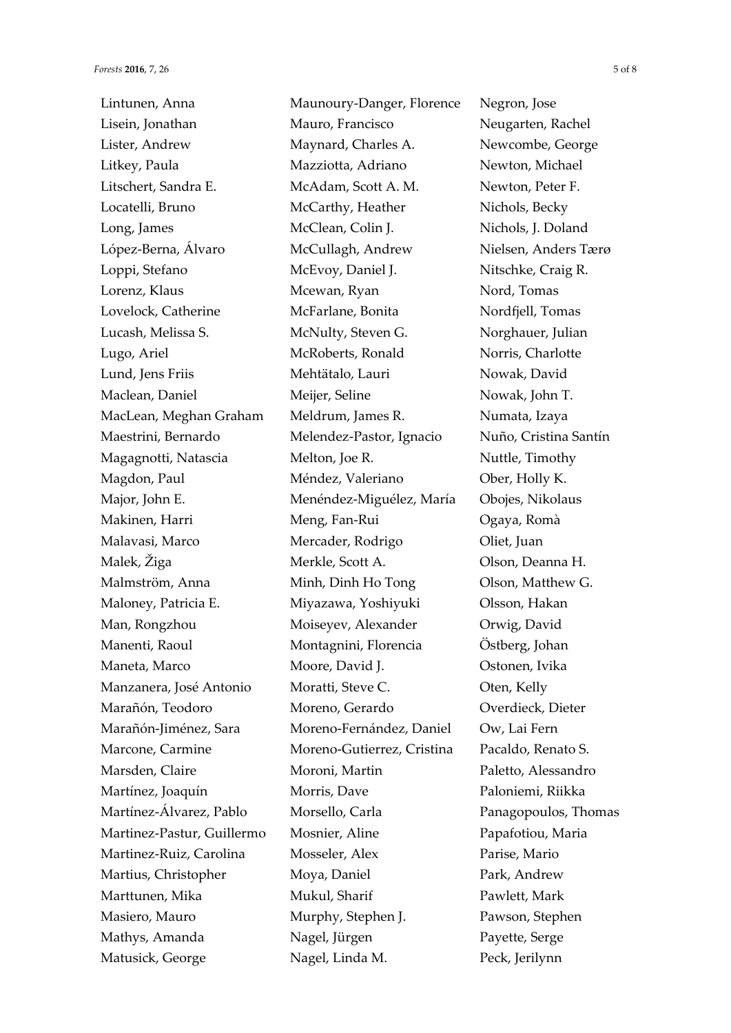Lintunen, Anna
Lisein, Jonathan
Lister, Andrew
Litkey, Paula
Litschert, Sandra E.
Locatelli, Bruno
Long, James
López-Berna, Álvaro
Loppi, Stefano
Lorenz, Klaus
Lovelock, Catherine
Lucash, Melissa S.
Lugo, Ariel
Lund, Jens Friis
Maclean, Daniel
MacLean, Meghan Graham
Maestrini, Bernardo
Magagnotti, Natascia
Magdon, Paul
Major, John E.
Makinen, Harri
Malavasi, Marco
Malek, Žiga
Malmström, Anna
Maloney, Patricia E.
Man, Rongzhou
Manenti, Raoul
Maneta, Marco
Manzanera, José Antonio
Marañón, Teodoro
Marañón-Jiménez, Sara
Marcone, Carmine
Marsden, Claire
Martínez, Joaquín
Martínez-Álvarez, Pablo
Martinez-Pastur, Guillermo
Martinez-Ruiz, Carolina
Martius, Christopher
Marttunen, Mika
Masiero, Mauro
Mathys, Amanda
Matusick, George
Maunoury-Danger, Florence
Mauro, Francisco
Maynard, Charles A.
Mazziotta, Adriano
McAdam, Scott A. M.
McCarthy, Heather
McClean, Colin J.
McCullagh, Andrew
McEvoy, Daniel J.
Mcewan, Ryan
McFarlane, Bonita
McNulty, Steven G.
McRoberts, Ronald
Mehtätalo, Lauri
Meijer, Seline
Meldrum, James R.
Melendez-Pastor, Ignacio
Melton, Joe R.
Méndez, Valeriano
Menéndez-Miguélez, María
Meng, Fan-Rui
Mercader, Rodrigo
Merkle, Scott A.
Minh, Dinh Ho Tong
Miyazawa, Yoshiyuki
Moiseyev, Alexander
Montagnini, Florencia
Moore, David J.
Moratti, Steve C.
Moreno, Gerardo
Moreno-Fernández, Daniel
Moreno-Gutierrez, Cristina
Moroni, Martin
Morris, Dave
Morsello, Carla
Mosnier, Aline
Mosseler, Alex
Moya, Daniel
Mukul, Sharif
Murphy, Stephen J.
Nagel, Jürgen
Nagel, Linda M.
Negron, Jose
Neugarten, Rachel
Newcombe, George
Newton, Michael
Newton, Peter F.
Nichols, Becky
Nichols, J. Doland
Nielsen, Anders Tærø
Nitschke, Craig R.
Nord, Tomas
Nordfjell, Tomas
Norghauer, Julian
Norris, Charlotte
Nowak, David
Nowak, John T.
Numata, Izaya
Nuño, Cristina Santín
Nuttle, Timothy
Ober, Holly K.
Obojes, Nikolaus
Ogaya, Romà
Oliet, Juan
Olson, Deanna H.
Olson, Matthew G.
Olsson, Hakan
Orwig, David
Östberg, Johan
Ostonen, Ivika
Oten, Kelly
Overdieck, Dieter
Ow, Lai Fern
Pacaldo, Renato S.
Paletto, Alessandro
Paloniemi, Riikka
Panagopoulos, Thomas
Papafotiou, Maria
Parise, Mario
Park, Andrew
Pawlett, Mark
Pawson, Stephen
Payette, Serge
Peck, Jerilynn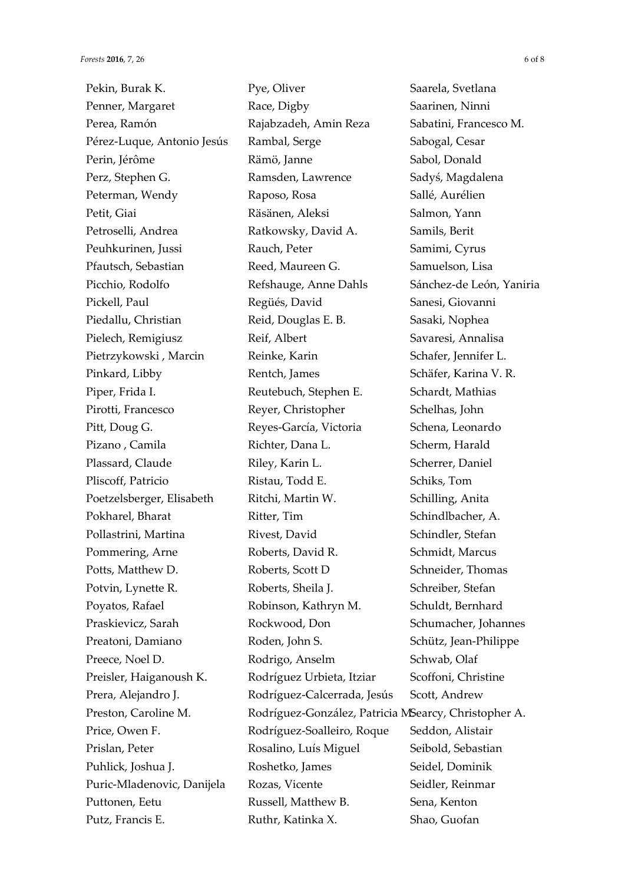Pekin, Burak K.
Penner, Margaret
Perea, Ramón
Pérez-Luque, Antonio Jesús
Perin, Jérôme
Perz, Stephen G.
Peterman, Wendy
Petit, Giai
Petroselli, Andrea
Peuhkurinen, Jussi
Pfautsch, Sebastian
Picchio, Rodolfo
Pickell, Paul
Piedallu, Christian
Pielech, Remigiusz
Pietrzykowski , Marcin
Pinkard, Libby
Piper, Frida I.
Pirotti, Francesco
Pitt, Doug G.
Pizano , Camila
Plassard, Claude
Pliscoff, Patricio
Poetzelsberger, Elisabeth
Pokharel, Bharat
Pollastrini, Martina
Pommering, Arne
Potts, Matthew D.
Potvin, Lynette R.
Poyatos, Rafael
Praskievicz, Sarah
Preatoni, Damiano
Preece, Noel D.
Preisler, Haiganoush K.
Prera, Alejandro J.
Preston, Caroline M.
Price, Owen F.
Prislan, Peter
Puhlick, Joshua J.
Puric-Mladenovic, Danijela
Puttonen, Eetu
Putz, Francis E.
Pye, Oliver
Race, Digby
Rajabzadeh, Amin Reza
Rambal, Serge
Rämö, Janne
Ramsden, Lawrence
Raposo, Rosa
Räsänen, Aleksi
Ratkowsky, David A.
Rauch, Peter
Reed, Maureen G.
Refshauge, Anne Dahls
Regüés, David
Reid, Douglas E. B.
Reif, Albert
Reinke, Karin
Rentch, James
Reutebuch, Stephen E.
Reyer, Christopher
Reyes-García, Victoria
Richter, Dana L.
Riley, Karin L.
Ristau, Todd E.
Ritchi, Martin W.
Ritter, Tim
Rivest, David
Roberts, David R.
Roberts, Scott D
Roberts, Sheila J.
Robinson, Kathryn M.
Rockwood, Don
Roden, John S.
Rodrigo, Anselm
Rodríguez Urbieta, Itziar
Rodríguez-Calcerrada, Jesús
Rodríguez-González, Patricia M.
Rodríguez-Soalleiro, Roque
Rosalino, Luís Miguel
Roshetko, James
Rozas, Vicente
Russell, Matthew B.
Ruthr, Katinka X.
Saarela, Svetlana
Saarinen, Ninni
Sabatini, Francesco M.
Sabogal, Cesar
Sabol, Donald
Sadyś, Magdalena
Sallé, Aurélien
Salmon, Yann
Samils, Berit
Samimi, Cyrus
Samuelson, Lisa
Sánchez-de León, Yaniria
Sanesi, Giovanni
Sasaki, Nophea
Savaresi, Annalisa
Schafer, Jennifer L.
Schäfer, Karina V. R.
Schardt, Mathias
Schelhas, John
Schena, Leonardo
Scherm, Harald
Scherrer, Daniel
Schiks, Tom
Schilling, Anita
Schindlbacher, A.
Schindler, Stefan
Schmidt, Marcus
Schneider, Thomas
Schreiber, Stefan
Schuldt, Bernhard
Schumacher, Johannes
Schütz, Jean-Philippe
Schwab, Olaf
Scoffoni, Christine
Scott, Andrew
Searcy, Christopher A.
Seddon, Alistair
Seibold, Sebastian
Seidel, Dominik
Seidler, Reinmar
Sena, Kenton
Shao, Guofan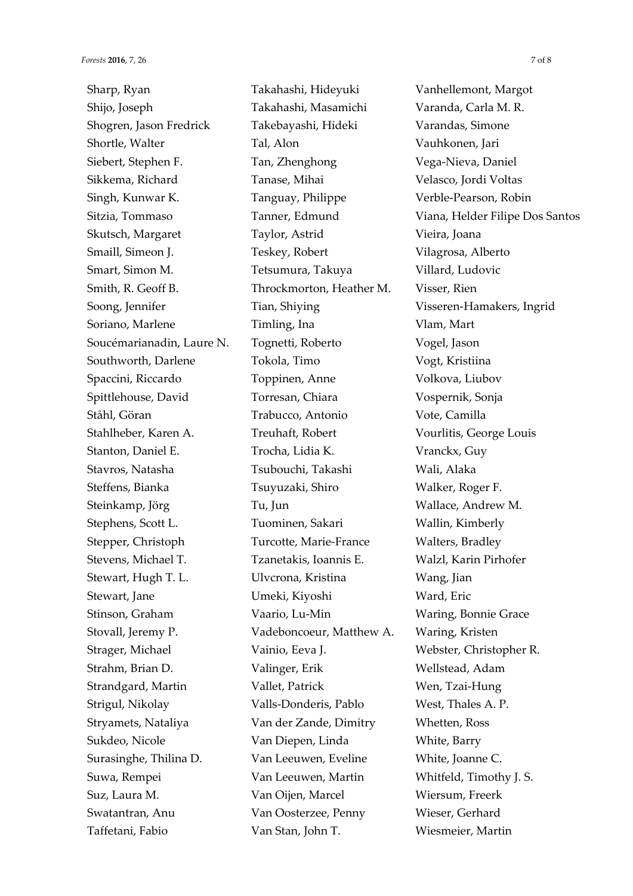Sharp, Ryan
Shijo, Joseph
Shogren, Jason Fredrick
Shortle, Walter
Siebert, Stephen F.
Sikkema, Richard
Singh, Kunwar K.
Sitzia, Tommaso
Skutsch, Margaret
Smaill, Simeon J.
Smart, Simon M.
Smith, R. Geoff B.
Soong, Jennifer
Soriano, Marlene
Soucémarianadin, Laure N.
Southworth, Darlene
Spaccini, Riccardo
Spittlehouse, David
Ståhl, Göran
Stahlheber, Karen A.
Stanton, Daniel E.
Stavros, Natasha
Steffens, Bianka
Steinkamp, Jörg
Stephens, Scott L.
Stepper, Christoph
Stevens, Michael T.
Stewart, Hugh T. L.
Stewart, Jane
Stinson, Graham
Stovall, Jeremy P.
Strager, Michael
Strahm, Brian D.
Strandgard, Martin
Strigul, Nikolay
Stryamets, Nataliya
Sukdeo, Nicole
Surasinghe, Thilina D.
Suwa, Rempei
Suz, Laura M.
Swatantran, Anu
Taffetani, Fabio
Takahashi, Hideyuki
Takahashi, Masamichi
Takebayashi, Hideki
Tal, Alon
Tan, Zhenghong
Tanase, Mihai
Tanguay, Philippe
Tanner, Edmund
Taylor, Astrid
Teskey, Robert
Tetsumura, Takuya
Throckmorton, Heather M.
Tian, Shiying
Timling, Ina
Tognetti, Roberto
Tokola, Timo
Toppinen, Anne
Torresan, Chiara
Trabucco, Antonio
Treuhaft, Robert
Trocha, Lidia K.
Tsubouchi, Takashi
Tsuyuzaki, Shiro
Tu, Jun
Tuominen, Sakari
Turcotte, Marie-France
Tzanetakis, Ioannis E.
Ulvcrona, Kristina
Umeki, Kiyoshi
Vaario, Lu-Min
Vadeboncoeur, Matthew A.
Vainio, Eeva J.
Valinger, Erik
Vallet, Patrick
Valls-Donderis, Pablo
Van der Zande, Dimitry
Van Diepen, Linda
Van Leeuwen, Eveline
Van Leeuwen, Martin
Van Oijen, Marcel
Van Oosterzee, Penny
Van Stan, John T.
Vanhellemont, Margot
Varanda, Carla M. R.
Varandas, Simone
Vauhkonen, Jari
Vega-Nieva, Daniel
Velasco, Jordi Voltas
Verble-Pearson, Robin
Viana, Helder Filipe Dos Santos
Vieira, Joana
Vilagrosa, Alberto
Villard, Ludovic
Visser, Rien
Visseren-Hamakers, Ingrid
Vlam, Mart
Vogel, Jason
Vogt, Kristiina
Volkova, Liubov
Vospernik, Sonja
Vote, Camilla
Vourlitis, George Louis
Vranckx, Guy
Wali, Alaka
Walker, Roger F.
Wallace, Andrew M.
Wallin, Kimberly
Walters, Bradley
Walzl, Karin Pirhofer
Wang, Jian
Ward, Eric
Waring, Bonnie Grace
Waring, Kristen
Webster, Christopher R.
Wellstead, Adam
Wen, Tzai-Hung
West, Thales A. P.
Whetten, Ross
White, Barry
White, Joanne C.
Whitfeld, Timothy J. S.
Wiersum, Freerk
Wieser, Gerhard
Wiesmeier, Martin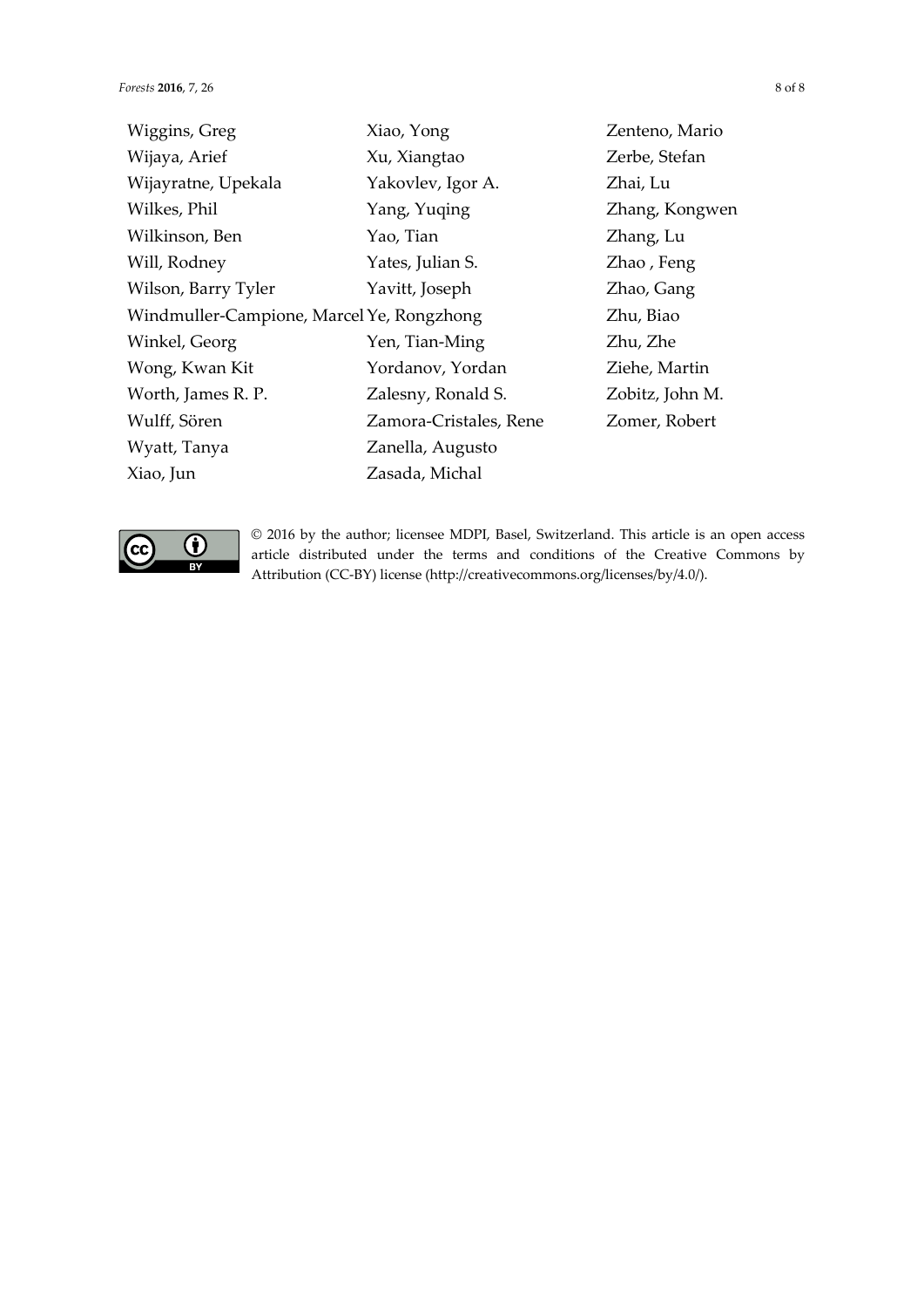Wiggins, Greg
Wijaya, Arief
Wijayratne, Upekala
Wilkes, Phil
Wilkinson, Ben
Will, Rodney
Wilson, Barry Tyler
Windmuller-Campione, Marcel
Winkel, Georg
Wong, Kwan Kit
Worth, James R. P.
Wulff, Sören
Wyatt, Tanya
Xiao, Jun
Xiao, Yong
Xu, Xiangtao
Yakovlev, Igor A.
Yang, Yuqing
Yao, Tian
Yates, Julian S.
Yavitt, Joseph
Ye, Rongzhong
Yen, Tian-Ming
Yordanov, Yordan
Zalesny, Ronald S.
Zamora-Cristales, Rene
Zanella, Augusto
Zasada, Michal
Zenteno, Mario
Zerbe, Stefan
Zhai, Lu
Zhang, Kongwen
Zhang, Lu
Zhao , Feng
Zhao, Gang
Zhu, Biao
Zhu, Zhe
Ziehe, Martin
Zobitz, John M.
Zomer, Robert

© 2016 by the author; licensee MDPI, Basel, Switzerland. This article is an open access article distributed under the terms and conditions of the Creative Commons by Attribution (CC-BY) license (http://creativecommons.org/licenses/by/4.0/).